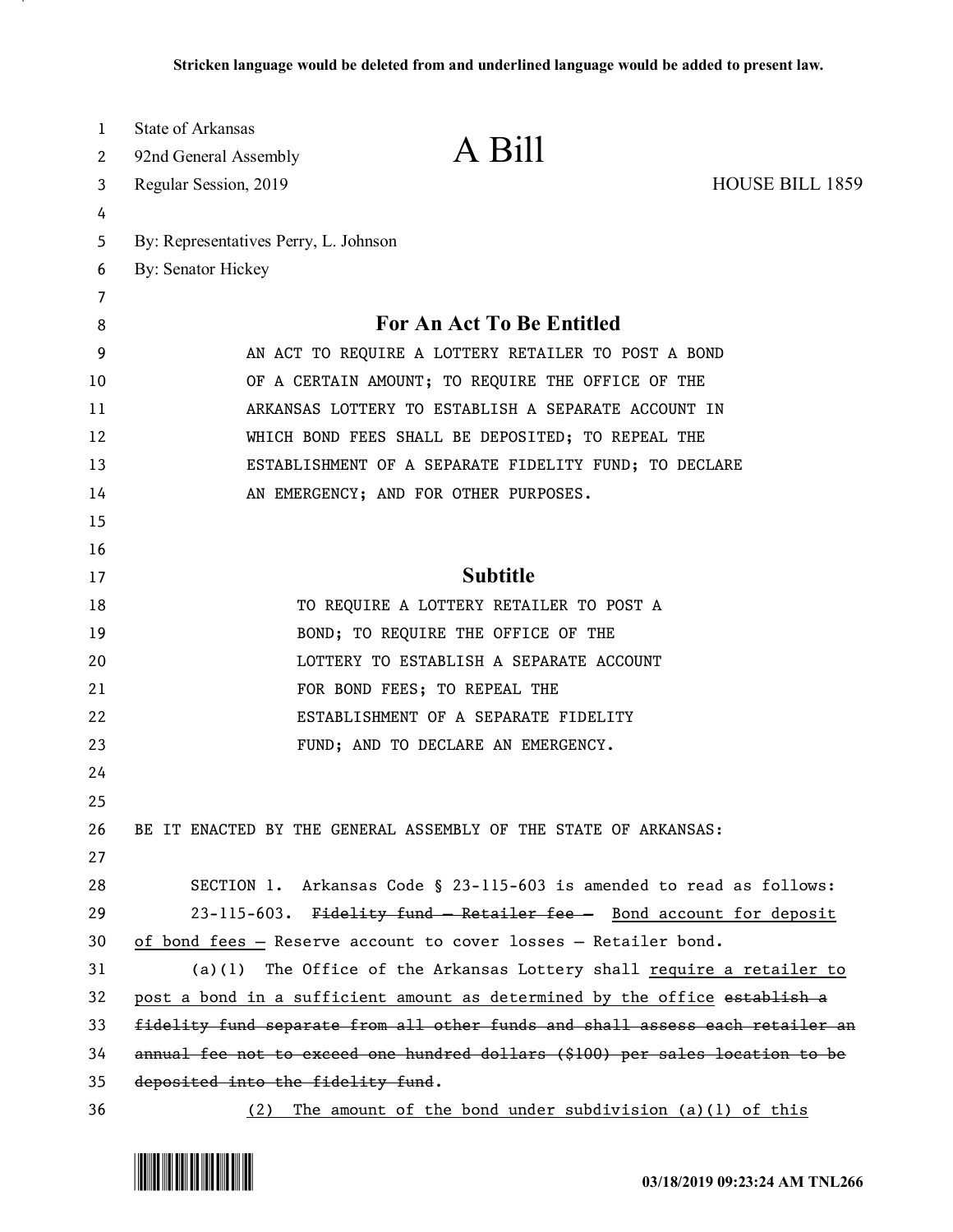Stricken language would be deleted from and underlined language would be added to present law.

State of Arkansas
92nd General Assembly
Regular Session, 2019

# A Bill

HOUSE BILL 1859

By: Representatives Perry, L. Johnson
By: Senator Hickey

## For An Act To Be Entitled

AN ACT TO REQUIRE A LOTTERY RETAILER TO POST A BOND OF A CERTAIN AMOUNT; TO REQUIRE THE OFFICE OF THE ARKANSAS LOTTERY TO ESTABLISH A SEPARATE ACCOUNT IN WHICH BOND FEES SHALL BE DEPOSITED; TO REPEAL THE ESTABLISHMENT OF A SEPARATE FIDELITY FUND; TO DECLARE AN EMERGENCY; AND FOR OTHER PURPOSES.

## Subtitle

TO REQUIRE A LOTTERY RETAILER TO POST A BOND; TO REQUIRE THE OFFICE OF THE LOTTERY TO ESTABLISH A SEPARATE ACCOUNT FOR BOND FEES; TO REPEAL THE ESTABLISHMENT OF A SEPARATE FIDELITY FUND; AND TO DECLARE AN EMERGENCY.

BE IT ENACTED BY THE GENERAL ASSEMBLY OF THE STATE OF ARKANSAS:

SECTION 1. Arkansas Code § 23-115-603 is amended to read as follows:

23-115-603. ~~Fidelity fund — Retailer fee —~~ <u>Bond account for deposit of bond fees —</u> Reserve account to cover losses — Retailer bond.

(a)(1) The Office of the Arkansas Lottery shall <u>require a retailer to post a bond in a sufficient amount as determined by the office</u> ~~establish a fidelity fund separate from all other funds and shall assess each retailer an annual fee not to exceed one hundred dollars ($100) per sales location to be deposited into the fidelity fund~~.

<u>(2) The amount of the bond under subdivision (a)(1) of this</u>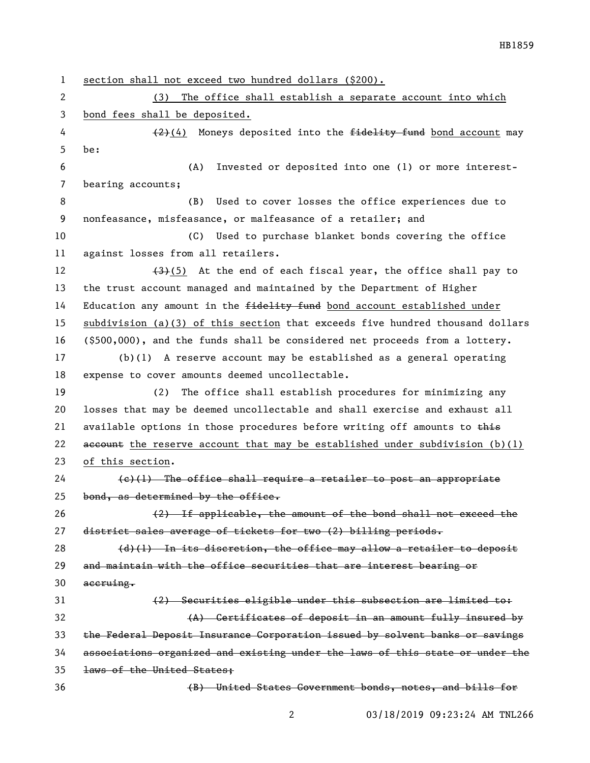section shall not exceed two hundred dollars ($200).

(3) The office shall establish a separate account into which bond fees shall be deposited.

~~(2)~~(4) Moneys deposited into the ~~fidelity fund~~ bond account may be:

(A) Invested or deposited into one (1) or more interest-bearing accounts;

(B) Used to cover losses the office experiences due to nonfeasance, misfeasance, or malfeasance of a retailer; and

(C) Used to purchase blanket bonds covering the office against losses from all retailers.

~~(3)~~(5) At the end of each fiscal year, the office shall pay to the trust account managed and maintained by the Department of Higher Education any amount in the ~~fidelity fund~~ bond account established under subdivision (a)(3) of this section that exceeds five hundred thousand dollars ($500,000), and the funds shall be considered net proceeds from a lottery.

(b)(1) A reserve account may be established as a general operating expense to cover amounts deemed uncollectable.

(2) The office shall establish procedures for minimizing any losses that may be deemed uncollectable and shall exercise and exhaust all available options in those procedures before writing off amounts to ~~this account~~ the reserve account that may be established under subdivision (b)(1) of this section.

~~(c)(1) The office shall require a retailer to post an appropriate bond, as determined by the office.~~

~~(2) If applicable, the amount of the bond shall not exceed the district sales average of tickets for two (2) billing periods.~~

~~(d)(1) In its discretion, the office may allow a retailer to deposit and maintain with the office securities that are interest bearing or accruing.~~

~~(2) Securities eligible under this subsection are limited to:~~

~~(A) Certificates of deposit in an amount fully insured by the Federal Deposit Insurance Corporation issued by solvent banks or savings associations organized and existing under the laws of this state or under the laws of the United States;~~

~~(B) United States Government bonds, notes, and bills for~~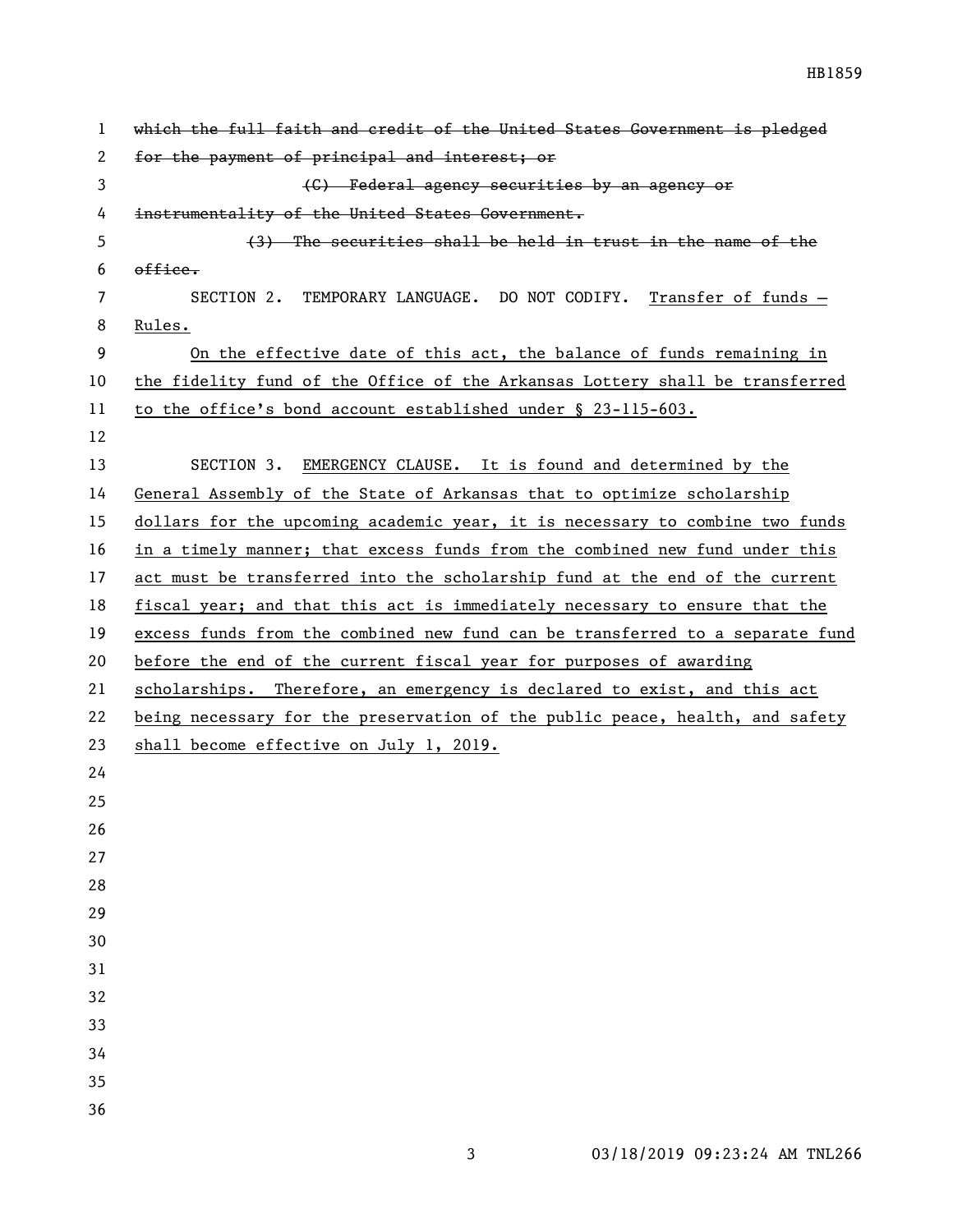~~which the full faith and credit of the United States Government is pledged for the payment of principal and interest; or~~

~~(C) Federal agency securities by an agency or instrumentality of the United States Government.~~

~~(3) The securities shall be held in trust in the name of the office.~~

SECTION 2. TEMPORARY LANGUAGE. DO NOT CODIFY. <u>Transfer of funds — Rules.</u>

<u>On the effective date of this act, the balance of funds remaining in the fidelity fund of the Office of the Arkansas Lottery shall be transferred to the office's bond account established under § 23-115-603.</u>

SECTION 3. <u>EMERGENCY CLAUSE. It is found and determined by the General Assembly of the State of Arkansas that to optimize scholarship dollars for the upcoming academic year, it is necessary to combine two funds in a timely manner; that excess funds from the combined new fund under this act must be transferred into the scholarship fund at the end of the current fiscal year; and that this act is immediately necessary to ensure that the excess funds from the combined new fund can be transferred to a separate fund before the end of the current fiscal year for purposes of awarding scholarships. Therefore, an emergency is declared to exist, and this act being necessary for the preservation of the public peace, health, and safety shall become effective on July 1, 2019.</u>